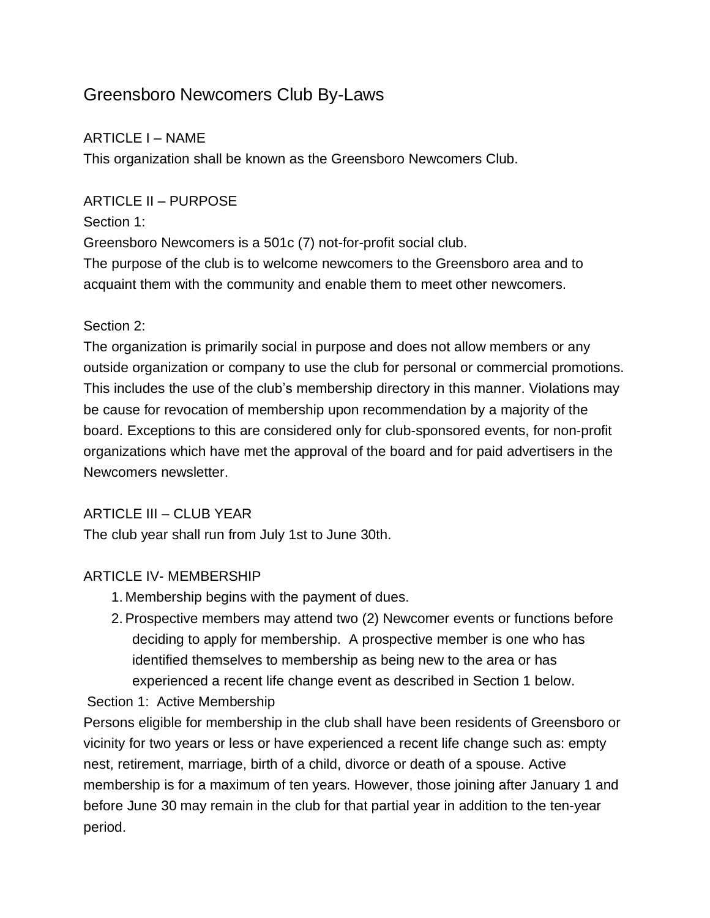# Greensboro Newcomers Club By-Laws

## ARTICLE I – NAME

This organization shall be known as the Greensboro Newcomers Club.

## ARTICLE II – PURPOSE

Section 1:

Greensboro Newcomers is a 501c (7) not-for-profit social club.

The purpose of the club is to welcome newcomers to the Greensboro area and to acquaint them with the community and enable them to meet other newcomers.

Section 2:

The organization is primarily social in purpose and does not allow members or any outside organization or company to use the club for personal or commercial promotions. This includes the use of the club's membership directory in this manner. Violations may be cause for revocation of membership upon recommendation by a majority of the board. Exceptions to this are considered only for club-sponsored events, for non-profit organizations which have met the approval of the board and for paid advertisers in the Newcomers newsletter.

## ARTICLE III – CLUB YEAR

The club year shall run from July 1st to June 30th.

## ARTICLE IV- MEMBERSHIP

1. Membership begins with the payment of dues.
2. Prospective members may attend two (2) Newcomer events or functions before deciding to apply for membership. A prospective member is one who has identified themselves to membership as being new to the area or has experienced a recent life change event as described in Section 1 below.

Section 1: Active Membership

Persons eligible for membership in the club shall have been residents of Greensboro or vicinity for two years or less or have experienced a recent life change such as: empty nest, retirement, marriage, birth of a child, divorce or death of a spouse. Active membership is for a maximum of ten years. However, those joining after January 1 and before June 30 may remain in the club for that partial year in addition to the ten-year period.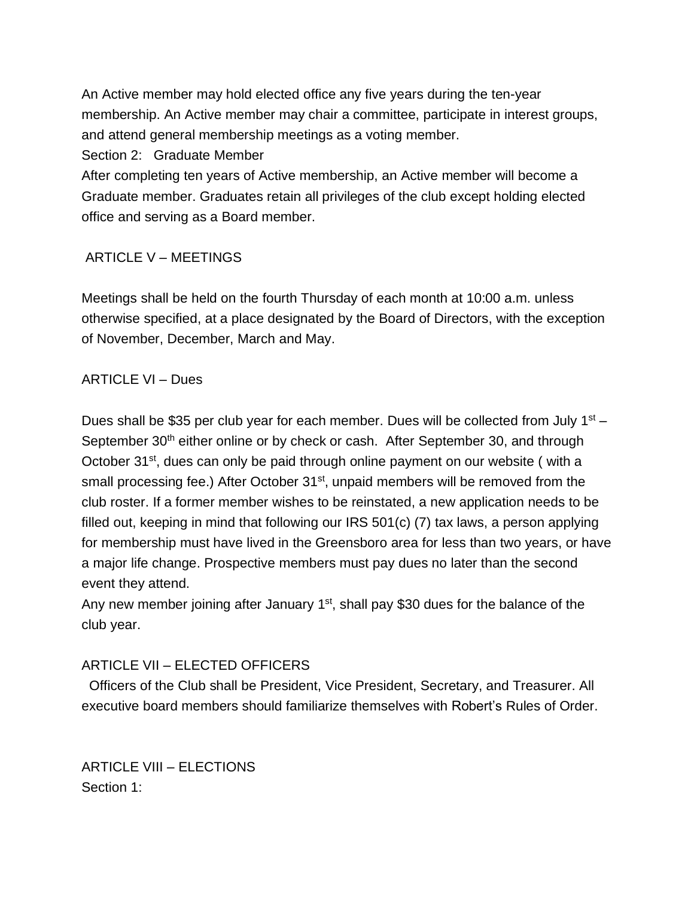An Active member may hold elected office any five years during the ten-year membership. An Active member may chair a committee, participate in interest groups, and attend general membership meetings as a voting member.

Section 2: Graduate Member

After completing ten years of Active membership, an Active member will become a Graduate member. Graduates retain all privileges of the club except holding elected office and serving as a Board member.

## ARTICLE V – MEETINGS

Meetings shall be held on the fourth Thursday of each month at 10:00 a.m. unless otherwise specified, at a place designated by the Board of Directors, with the exception of November, December, March and May.

## ARTICLE VI – Dues

Dues shall be $35 per club year for each member. Dues will be collected from July 1st – September 30th either online or by check or cash. After September 30, and through October 31st, dues can only be paid through online payment on our website ( with a small processing fee.) After October 31st, unpaid members will be removed from the club roster. If a former member wishes to be reinstated, a new application needs to be filled out, keeping in mind that following our IRS 501(c) (7) tax laws, a person applying for membership must have lived in the Greensboro area for less than two years, or have a major life change. Prospective members must pay dues no later than the second event they attend.

Any new member joining after January 1st, shall pay $30 dues for the balance of the club year.

## ARTICLE VII – ELECTED OFFICERS

Officers of the Club shall be President, Vice President, Secretary, and Treasurer. All executive board members should familiarize themselves with Robert's Rules of Order.

## ARTICLE VIII – ELECTIONS

Section 1: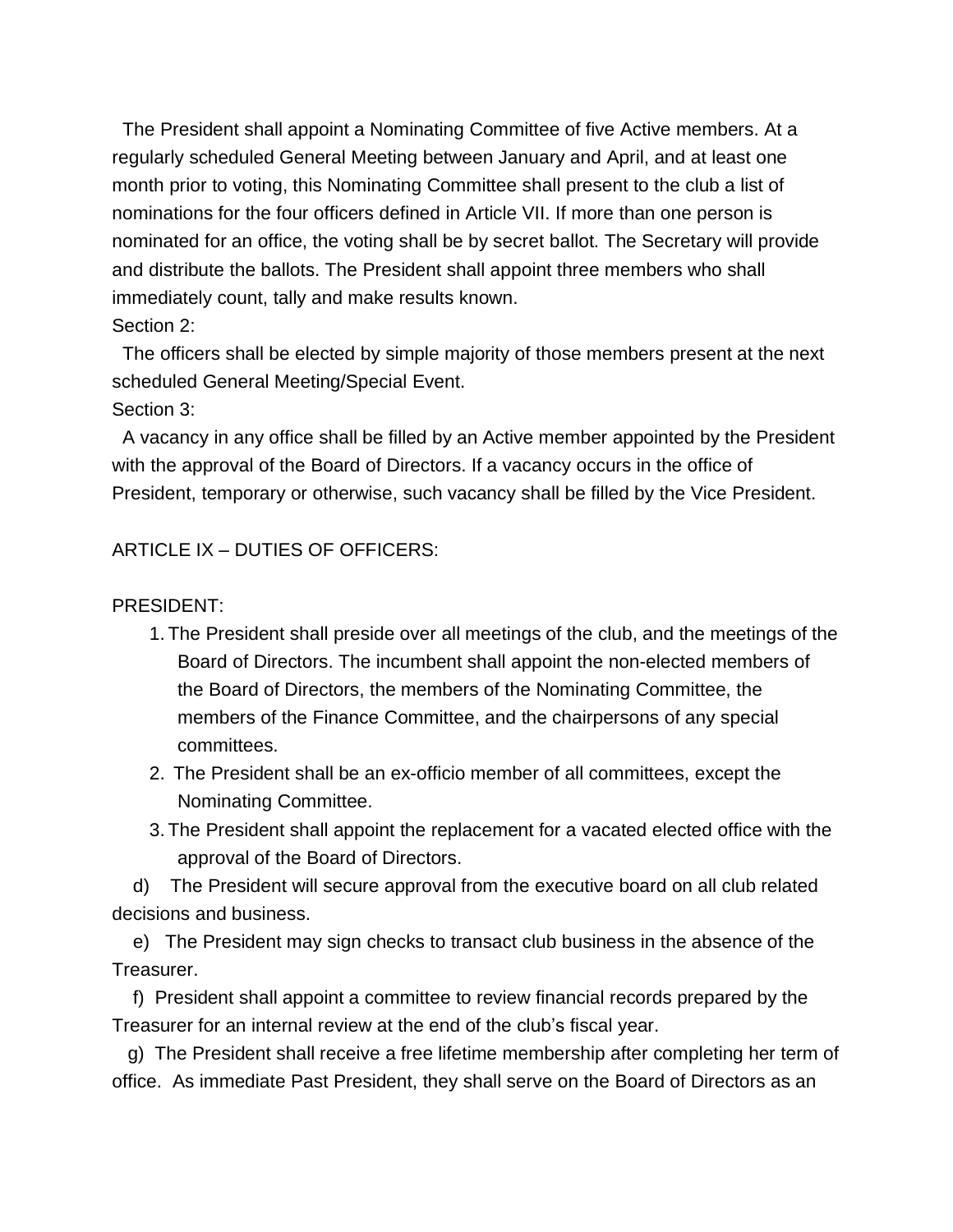The President shall appoint a Nominating Committee of five Active members. At a regularly scheduled General Meeting between January and April, and at least one month prior to voting, this Nominating Committee shall present to the club a list of nominations for the four officers defined in Article VII. If more than one person is nominated for an office, the voting shall be by secret ballot. The Secretary will provide and distribute the ballots. The President shall appoint three members who shall immediately count, tally and make results known.

Section 2:

The officers shall be elected by simple majority of those members present at the next scheduled General Meeting/Special Event.

Section 3:

A vacancy in any office shall be filled by an Active member appointed by the President with the approval of the Board of Directors. If a vacancy occurs in the office of President, temporary or otherwise, such vacancy shall be filled by the Vice President.

ARTICLE IX – DUTIES OF OFFICERS:

PRESIDENT:

1. The President shall preside over all meetings of the club, and the meetings of the Board of Directors. The incumbent shall appoint the non-elected members of the Board of Directors, the members of the Nominating Committee, the members of the Finance Committee, and the chairpersons of any special committees.
2. The President shall be an ex-officio member of all committees, except the Nominating Committee.
3. The President shall appoint the replacement for a vacated elected office with the approval of the Board of Directors.

d) The President will secure approval from the executive board on all club related decisions and business.

e) The President may sign checks to transact club business in the absence of the Treasurer.

f) President shall appoint a committee to review financial records prepared by the Treasurer for an internal review at the end of the club's fiscal year.

g) The President shall receive a free lifetime membership after completing her term of office. As immediate Past President, they shall serve on the Board of Directors as an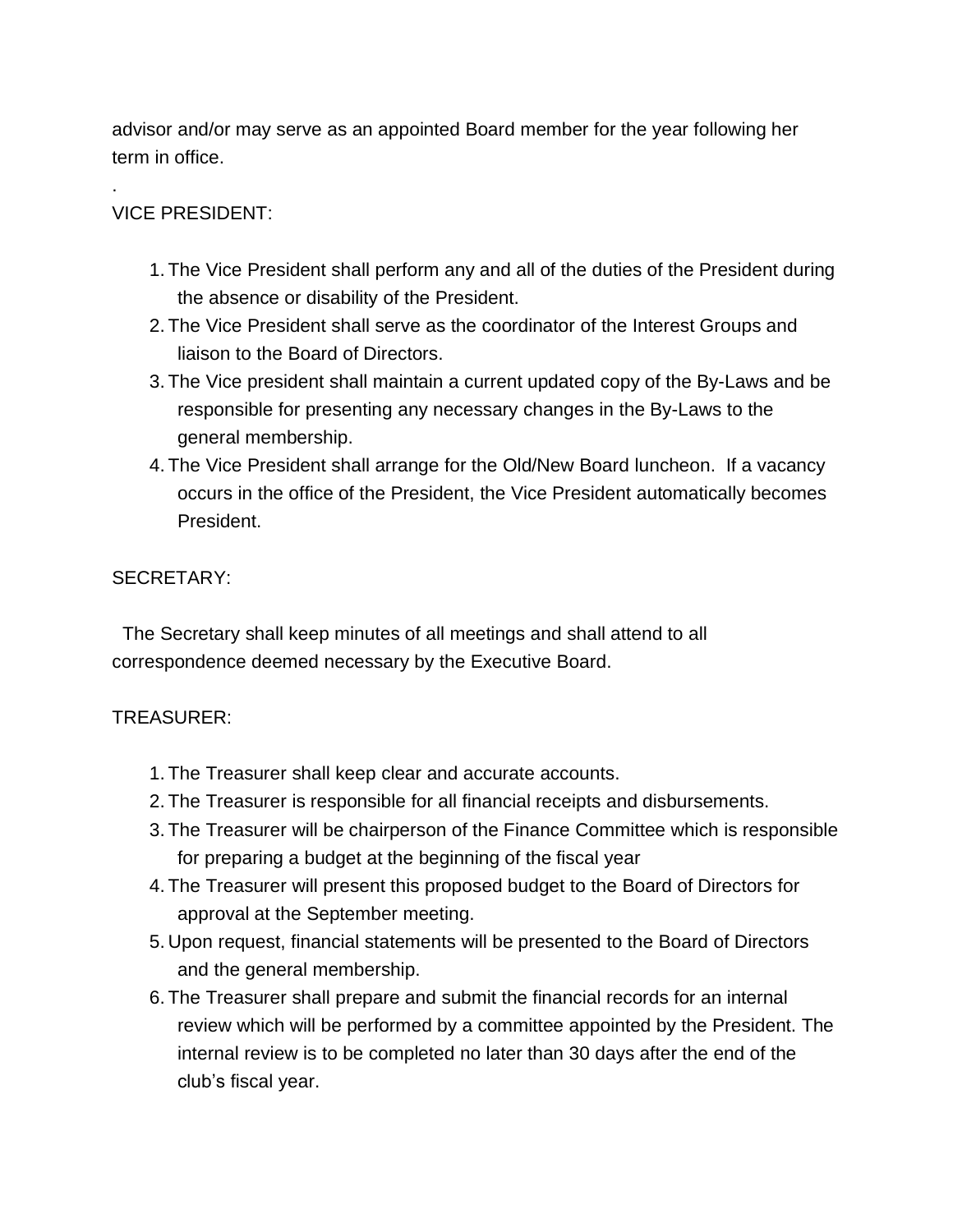advisor and/or may serve as an appointed Board member for the year following her term in office.

.

VICE PRESIDENT:

1. The Vice President shall perform any and all of the duties of the President during the absence or disability of the President.
2. The Vice President shall serve as the coordinator of the Interest Groups and liaison to the Board of Directors.
3. The Vice president shall maintain a current updated copy of the By-Laws and be responsible for presenting any necessary changes in the By-Laws to the general membership.
4. The Vice President shall arrange for the Old/New Board luncheon. If a vacancy occurs in the office of the President, the Vice President automatically becomes President.

SECRETARY:

The Secretary shall keep minutes of all meetings and shall attend to all correspondence deemed necessary by the Executive Board.

TREASURER:

1. The Treasurer shall keep clear and accurate accounts.
2. The Treasurer is responsible for all financial receipts and disbursements.
3. The Treasurer will be chairperson of the Finance Committee which is responsible for preparing a budget at the beginning of the fiscal year
4. The Treasurer will present this proposed budget to the Board of Directors for approval at the September meeting.
5. Upon request, financial statements will be presented to the Board of Directors and the general membership.
6. The Treasurer shall prepare and submit the financial records for an internal review which will be performed by a committee appointed by the President. The internal review is to be completed no later than 30 days after the end of the club's fiscal year.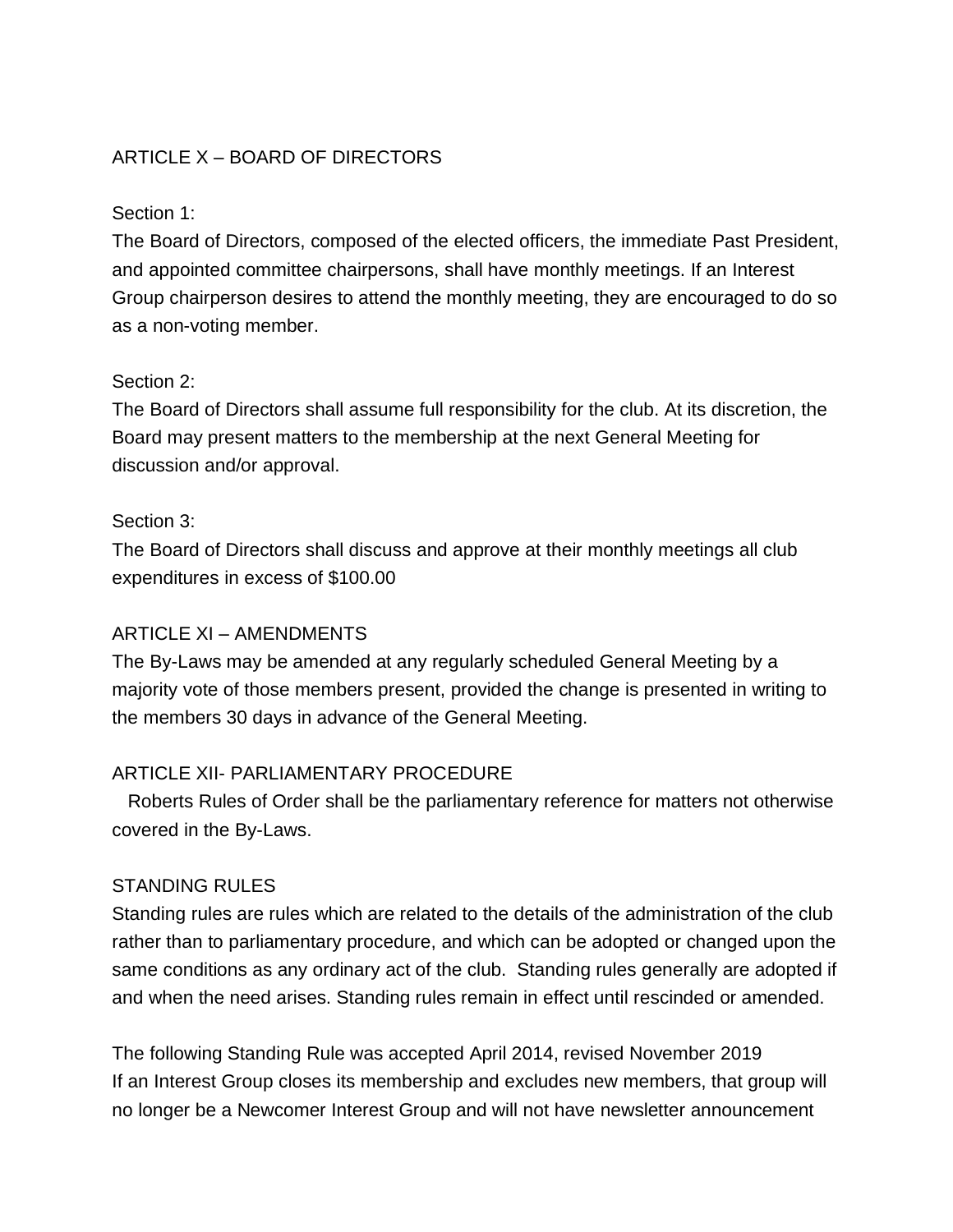## ARTICLE X – BOARD OF DIRECTORS

Section 1:
The Board of Directors, composed of the elected officers, the immediate Past President, and appointed committee chairpersons, shall have monthly meetings. If an Interest Group chairperson desires to attend the monthly meeting, they are encouraged to do so as a non-voting member.

Section 2:
The Board of Directors shall assume full responsibility for the club. At its discretion, the Board may present matters to the membership at the next General Meeting for discussion and/or approval.

Section 3:
The Board of Directors shall discuss and approve at their monthly meetings all club expenditures in excess of $100.00

## ARTICLE XI – AMENDMENTS

The By-Laws may be amended at any regularly scheduled General Meeting by a majority vote of those members present, provided the change is presented in writing to the members 30 days in advance of the General Meeting.

## ARTICLE XII- PARLIAMENTARY PROCEDURE

Roberts Rules of Order shall be the parliamentary reference for matters not otherwise covered in the By-Laws.

## STANDING RULES

Standing rules are rules which are related to the details of the administration of the club rather than to parliamentary procedure, and which can be adopted or changed upon the same conditions as any ordinary act of the club. Standing rules generally are adopted if and when the need arises. Standing rules remain in effect until rescinded or amended.

The following Standing Rule was accepted April 2014, revised November 2019
If an Interest Group closes its membership and excludes new members, that group will no longer be a Newcomer Interest Group and will not have newsletter announcement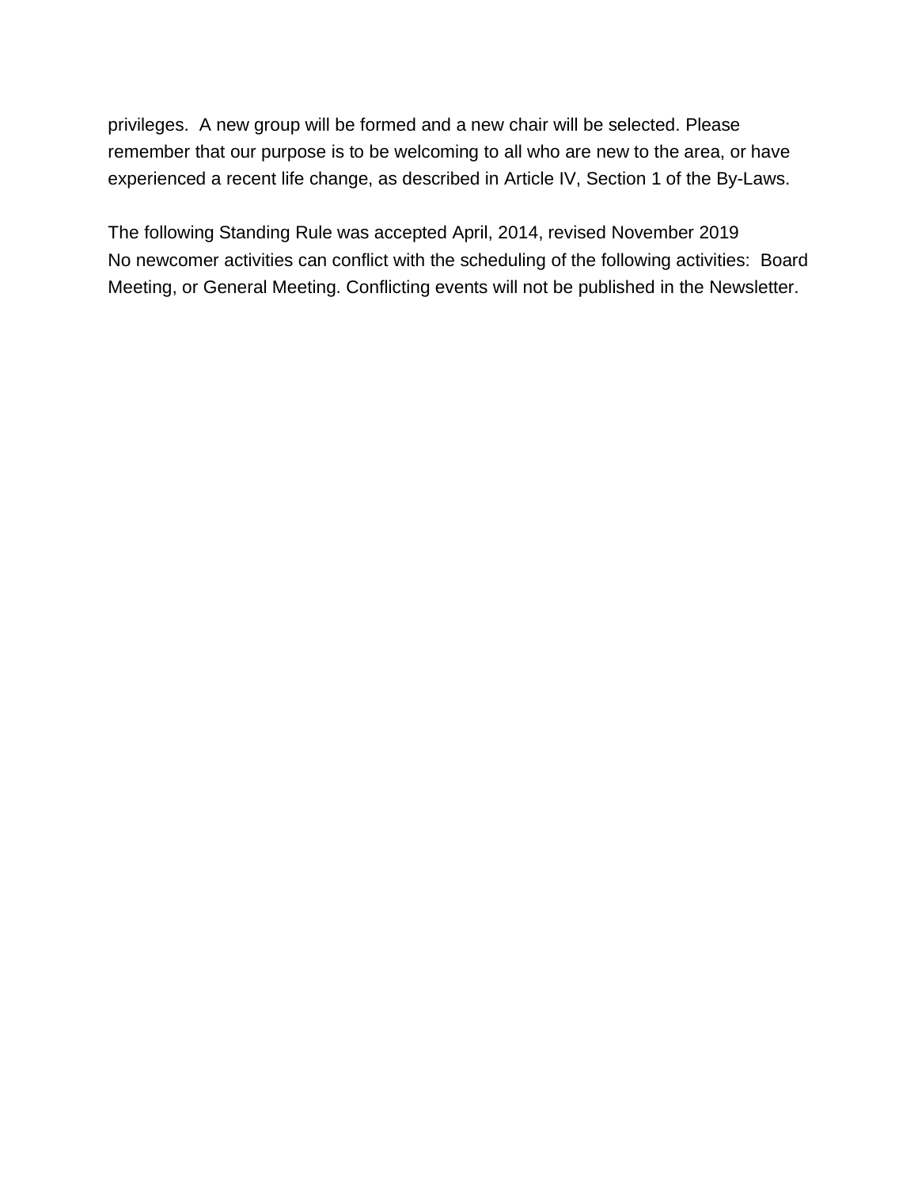privileges.  A new group will be formed and a new chair will be selected. Please remember that our purpose is to be welcoming to all who are new to the area, or have experienced a recent life change, as described in Article IV, Section 1 of the By-Laws.

The following Standing Rule was accepted April, 2014, revised November 2019
No newcomer activities can conflict with the scheduling of the following activities:  Board Meeting, or General Meeting. Conflicting events will not be published in the Newsletter.